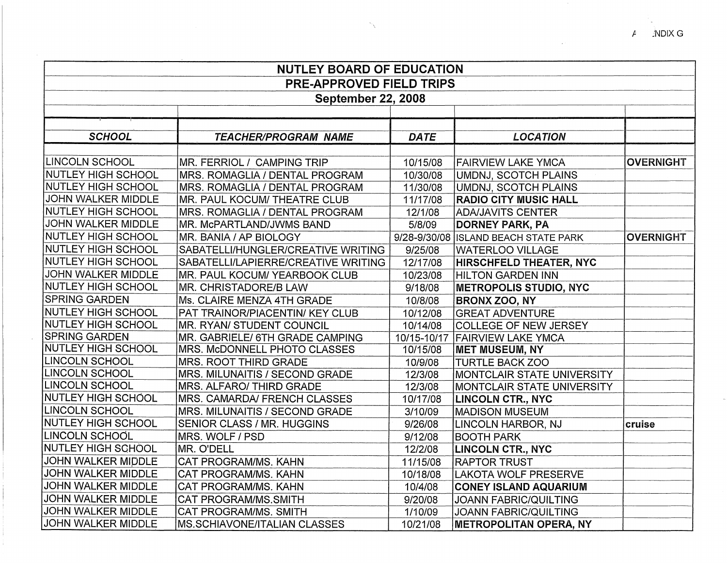# NUTLEY BOARD OF EDUCATION

## PRE-APPROVED FIELD TRIPS

## September 22, 2008

| *SCHOOL* | *TEACHER/PROGRAM NAME* | *DATE* | *LOCATION* | |
|---|---|---|---|---|
| LINCOLN SCHOOL | MR. FERRIOL / CAMPING TRIP | 10/15/08 | FAIRVIEW LAKE YMCA | **OVERNIGHT** |
| NUTLEY HIGH SCHOOL | MRS. ROMAGLIA / DENTAL PROGRAM | 10/30/08 | UMDNJ, SCOTCH PLAINS | |
| NUTLEY HIGH SCHOOL | MRS. ROMAGLIA / DENTAL PROGRAM | 11/30/08 | UMDNJ, SCOTCH PLAINS | |
| JOHN WALKER MIDDLE | MR. PAUL KOCUM/ THEATRE CLUB | 11/17/08 | **RADIO CITY MUSIC HALL** | |
| NUTLEY HIGH SCHOOL | MRS. ROMAGLIA / DENTAL PROGRAM | 12/1/08 | ADA/JAVITS CENTER | |
| JOHN WALKER MIDDLE | MR. McPARTLAND/JWMS BAND | 5/8/09 | **DORNEY PARK, PA** | |
| NUTLEY HIGH SCHOOL | MR. BANIA / AP BIOLOGY | 9/28-9/30/08 | ISLAND BEACH STATE PARK | **OVERNIGHT** |
| NUTLEY HIGH SCHOOL | SABATELLI/HUNGLER/CREATIVE WRITING | 9/25/08 | WATERLOO VILLAGE | |
| NUTLEY HIGH SCHOOL | SABATELLI/LAPIERRE/CREATIVE WRITING | 12/17/08 | **HIRSCHFELD THEATER, NYC** | |
| JOHN WALKER MIDDLE | MR. PAUL KOCUM/ YEARBOOK CLUB | 10/23/08 | HILTON GARDEN INN | |
| NUTLEY HIGH SCHOOL | MR. CHRISTADORE/B LAW | 9/18/08 | **METROPOLIS STUDIO, NYC** | |
| SPRING GARDEN | Ms. CLAIRE MENZA 4TH GRADE | 10/8/08 | **BRONX ZOO, NY** | |
| NUTLEY HIGH SCHOOL | PAT TRAINOR/PIACENTIN/ KEY CLUB | 10/12/08 | GREAT ADVENTURE | |
| NUTLEY HIGH SCHOOL | MR. RYAN/ STUDENT COUNCIL | 10/14/08 | COLLEGE OF NEW JERSEY | |
| SPRING GARDEN | MR. GABRIELE/ 6TH GRADE CAMPING | 10/15-10/17 | FAIRVIEW LAKE YMCA | |
| NUTLEY HIGH SCHOOL | MRS. McDONNELL PHOTO CLASSES | 10/15/08 | **MET MUSEUM, NY** | |
| LINCOLN SCHOOL | MRS. ROOT THIRD GRADE | 10/9/08 | TURTLE BACK ZOO | |
| LINCOLN SCHOOL | MRS. MILUNAITIS / SECOND GRADE | 12/3/08 | MONTCLAIR STATE UNIVERSITY | |
| LINCOLN SCHOOL | MRS. ALFARO/ THIRD GRADE | 12/3/08 | MONTCLAIR STATE UNIVERSITY | |
| NUTLEY HIGH SCHOOL | MRS. CAMARDA/ FRENCH CLASSES | 10/17/08 | **LINCOLN CTR., NYC** | |
| LINCOLN SCHOOL | MRS. MILUNAITIS / SECOND GRADE | 3/10/09 | MADISON MUSEUM | |
| NUTLEY HIGH SCHOOL | SENIOR CLASS / MR. HUGGINS | 9/26/08 | LINCOLN HARBOR, NJ | **cruise** |
| LINCOLN SCHOOL | MRS. WOLF / PSD | 9/12/08 | BOOTH PARK | |
| NUTLEY HIGH SCHOOL | MR. O'DELL | 12/2/08 | **LINCOLN CTR., NYC** | |
| JOHN WALKER MIDDLE | CAT PROGRAM/MS. KAHN | 11/15/08 | RAPTOR TRUST | |
| JOHN WALKER MIDDLE | CAT PROGRAM/MS. KAHN | 10/18/08 | LAKOTA WOLF PRESERVE | |
| JOHN WALKER MIDDLE | CAT PROGRAM/MS. KAHN | 10/4/08 | **CONEY ISLAND AQUARIUM** | |
| JOHN WALKER MIDDLE | CAT PROGRAM/MS.SMITH | 9/20/08 | JOANN FABRIC/QUILTING | |
| JOHN WALKER MIDDLE | CAT PROGRAM/MS. SMITH | 1/10/09 | JOANN FABRIC/QUILTING | |
| JOHN WALKER MIDDLE | MS.SCHIAVONE/ITALIAN CLASSES | 10/21/08 | **METROPOLITAN OPERA, NY** | |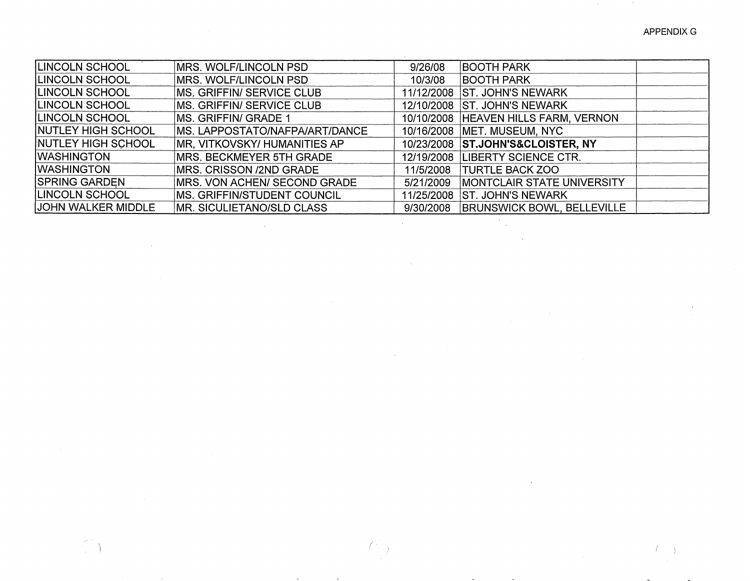APPENDIX G

| | | | | |
|---|---|---|---|---|
| LINCOLN SCHOOL | MRS. WOLF/LINCOLN PSD | 9/26/08 | BOOTH PARK | |
| LINCOLN SCHOOL | MRS. WOLF/LINCOLN PSD | 10/3/08 | BOOTH PARK | |
| LINCOLN SCHOOL | MS, GRIFFIN/ SERVICE CLUB | 11/12/2008 | ST. JOHN'S NEWARK | |
| LINCOLN SCHOOL | MS. GRIFFIN/ SERVICE CLUB | 12/10/2008 | ST. JOHN'S NEWARK | |
| LINCOLN SCHOOL | MS. GRIFFIN/ GRADE 1 | 10/10/2008 | HEAVEN HILLS FARM, VERNON | |
| NUTLEY HIGH SCHOOL | MS. LAPPOSTATO/NAFPA/ART/DANCE | 10/16/2008 | MET. MUSEUM, NYC | |
| NUTLEY HIGH SCHOOL | MR, VITKOVSKY/ HUMANITIES AP | 10/23/2008 | **ST.JOHN'S&CLOISTER, NY** | |
| WASHINGTON | MRS. BECKMEYER 5TH GRADE | 12/19/2008 | LIBERTY SCIENCE CTR. | |
| WASHINGTON | MRS. CRISSON /2ND GRADE | 11/5/2008 | TURTLE BACK ZOO | |
| SPRING GARDEN | MRS. VON ACHEN/ SECOND GRADE | 5/21/2009 | MONTCLAIR STATE UNIVERSITY | |
| LINCOLN SCHOOL | MS. GRIFFIN/STUDENT COUNCIL | 11/25/2008 | ST. JOHN'S NEWARK | |
| JOHN WALKER MIDDLE | MR. SICULIETANO/SLD CLASS | 9/30/2008 | BRUNSWICK BOWL, BELLEVILLE | |